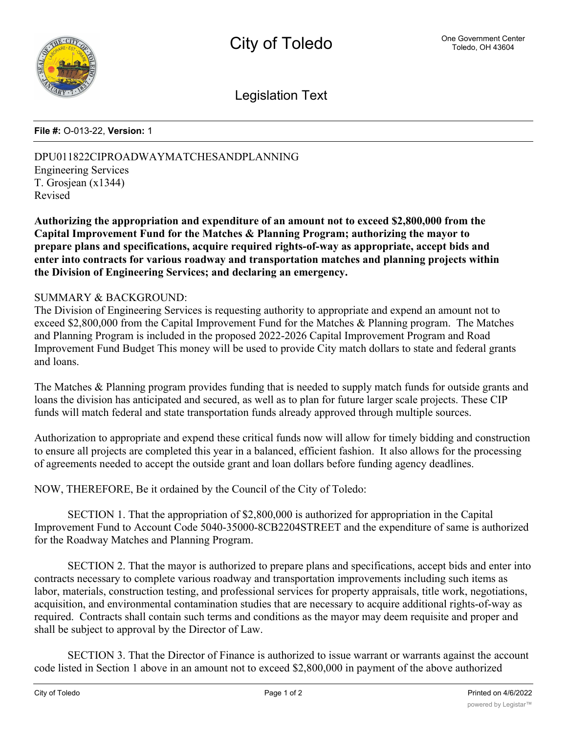# City of Toledo

One Government Center
Toledo, OH 43604

## Legislation Text

**File #:** O-013-22, **Version:** 1

DPU011822CIPROADWAYMATCHESANDPLANNING
Engineering Services
T. Grosjean (x1344)
Revised

**Authorizing the appropriation and expenditure of an amount not to exceed $2,800,000 from the Capital Improvement Fund for the Matches & Planning Program; authorizing the mayor to prepare plans and specifications, acquire required rights-of-way as appropriate, accept bids and enter into contracts for various roadway and transportation matches and planning projects within the Division of Engineering Services; and declaring an emergency.**

SUMMARY & BACKGROUND:
The Division of Engineering Services is requesting authority to appropriate and expend an amount not to exceed $2,800,000 from the Capital Improvement Fund for the Matches & Planning program. The Matches and Planning Program is included in the proposed 2022-2026 Capital Improvement Program and Road Improvement Fund Budget This money will be used to provide City match dollars to state and federal grants and loans.

The Matches & Planning program provides funding that is needed to supply match funds for outside grants and loans the division has anticipated and secured, as well as to plan for future larger scale projects. These CIP funds will match federal and state transportation funds already approved through multiple sources.

Authorization to appropriate and expend these critical funds now will allow for timely bidding and construction to ensure all projects are completed this year in a balanced, efficient fashion. It also allows for the processing of agreements needed to accept the outside grant and loan dollars before funding agency deadlines.

NOW, THEREFORE, Be it ordained by the Council of the City of Toledo:

SECTION 1. That the appropriation of $2,800,000 is authorized for appropriation in the Capital Improvement Fund to Account Code 5040-35000-8CB2204STREET and the expenditure of same is authorized for the Roadway Matches and Planning Program.

SECTION 2. That the mayor is authorized to prepare plans and specifications, accept bids and enter into contracts necessary to complete various roadway and transportation improvements including such items as labor, materials, construction testing, and professional services for property appraisals, title work, negotiations, acquisition, and environmental contamination studies that are necessary to acquire additional rights-of-way as required. Contracts shall contain such terms and conditions as the mayor may deem requisite and proper and shall be subject to approval by the Director of Law.

SECTION 3. That the Director of Finance is authorized to issue warrant or warrants against the account code listed in Section 1 above in an amount not to exceed $2,800,000 in payment of the above authorized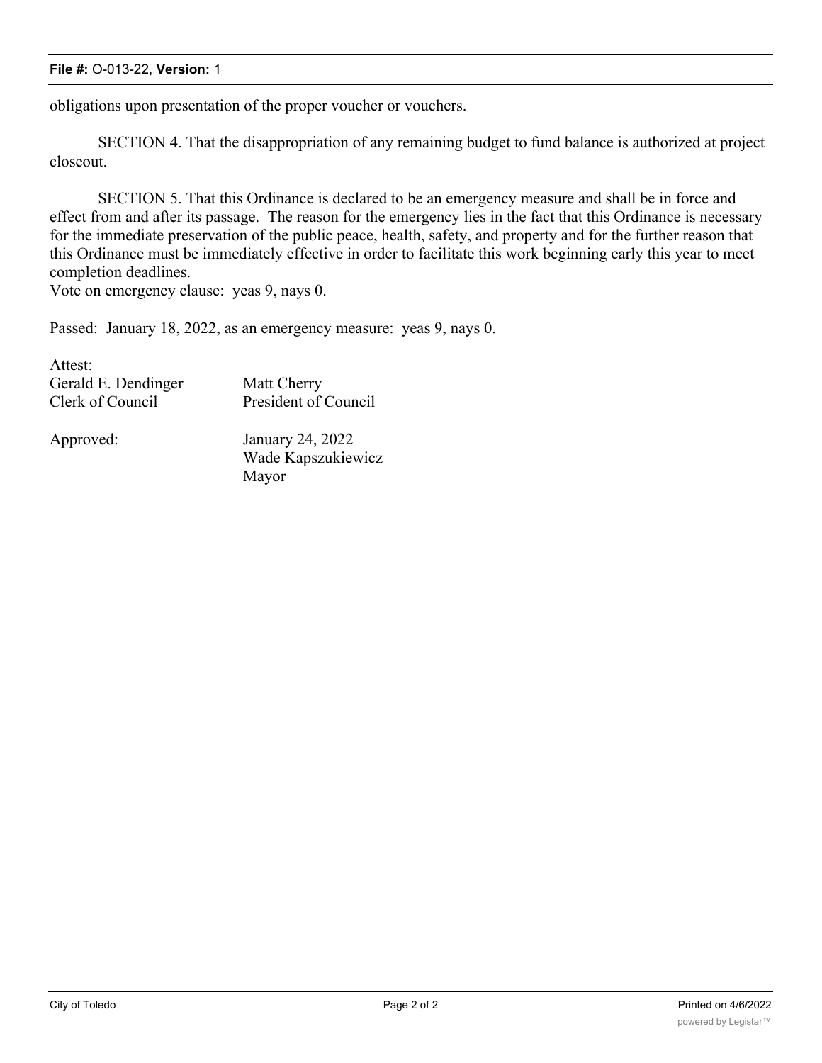obligations upon presentation of the proper voucher or vouchers.

SECTION 4. That the disappropriation of any remaining budget to fund balance is authorized at project closeout.

SECTION 5. That this Ordinance is declared to be an emergency measure and shall be in force and effect from and after its passage. The reason for the emergency lies in the fact that this Ordinance is necessary for the immediate preservation of the public peace, health, safety, and property and for the further reason that this Ordinance must be immediately effective in order to facilitate this work beginning early this year to meet completion deadlines.

Vote on emergency clause: yeas 9, nays 0.

Passed: January 18, 2022, as an emergency measure: yeas 9, nays 0.

Attest:

Gerald E. Dendinger
Clerk of Council

Matt Cherry
President of Council

Approved: January 24, 2022
Wade Kapszukiewicz
Mayor